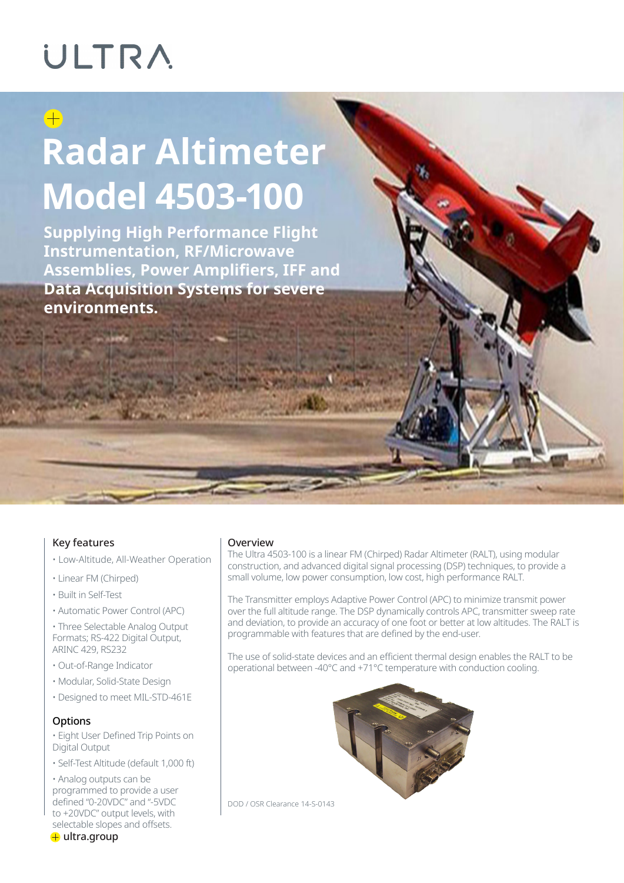ULTRA

# Radar Altimeter Model 4503-100

**Supplying High Performance Flight Instrumentation, RF/Microwave Assemblies, Power Amplifiers, IFF and Data Acquisition Systems for severe environments.**

## Key features

- Low-Altitude, All-Weather Operation
- Linear FM (Chirped)
- Built in Self-Test
- Automatic Power Control (APC)
- Three Selectable Analog Output Formats; RS-422 Digital Output, ARINC 429, RS232
- Out-of-Range Indicator
- Modular, Solid-State Design
- Designed to meet MIL-STD-461E

## Options

- Eight User Defined Trip Points on Digital Output
- Self-Test Altitude (default 1,000 ft)
- Analog outputs can be programmed to provide a user defined "0-20VDC" and "-5VDC to +20VDC" output levels, with selectable slopes and offsets.

## Overview

The Ultra 4503-100 is a linear FM (Chirped) Radar Altimeter (RALT), using modular construction, and advanced digital signal processing (DSP) techniques, to provide a small volume, low power consumption, low cost, high performance RALT.

The Transmitter employs Adaptive Power Control (APC) to minimize transmit power over the full altitude range. The DSP dynamically controls APC, transmitter sweep rate and deviation, to provide an accuracy of one foot or better at low altitudes. The RALT is programmable with features that are defined by the end-user.

The use of solid-state devices and an efficient thermal design enables the RALT to be operational between -40°C and +71°C temperature with conduction cooling.

DOD / OSR Clearance 14-S-0143

ultra.group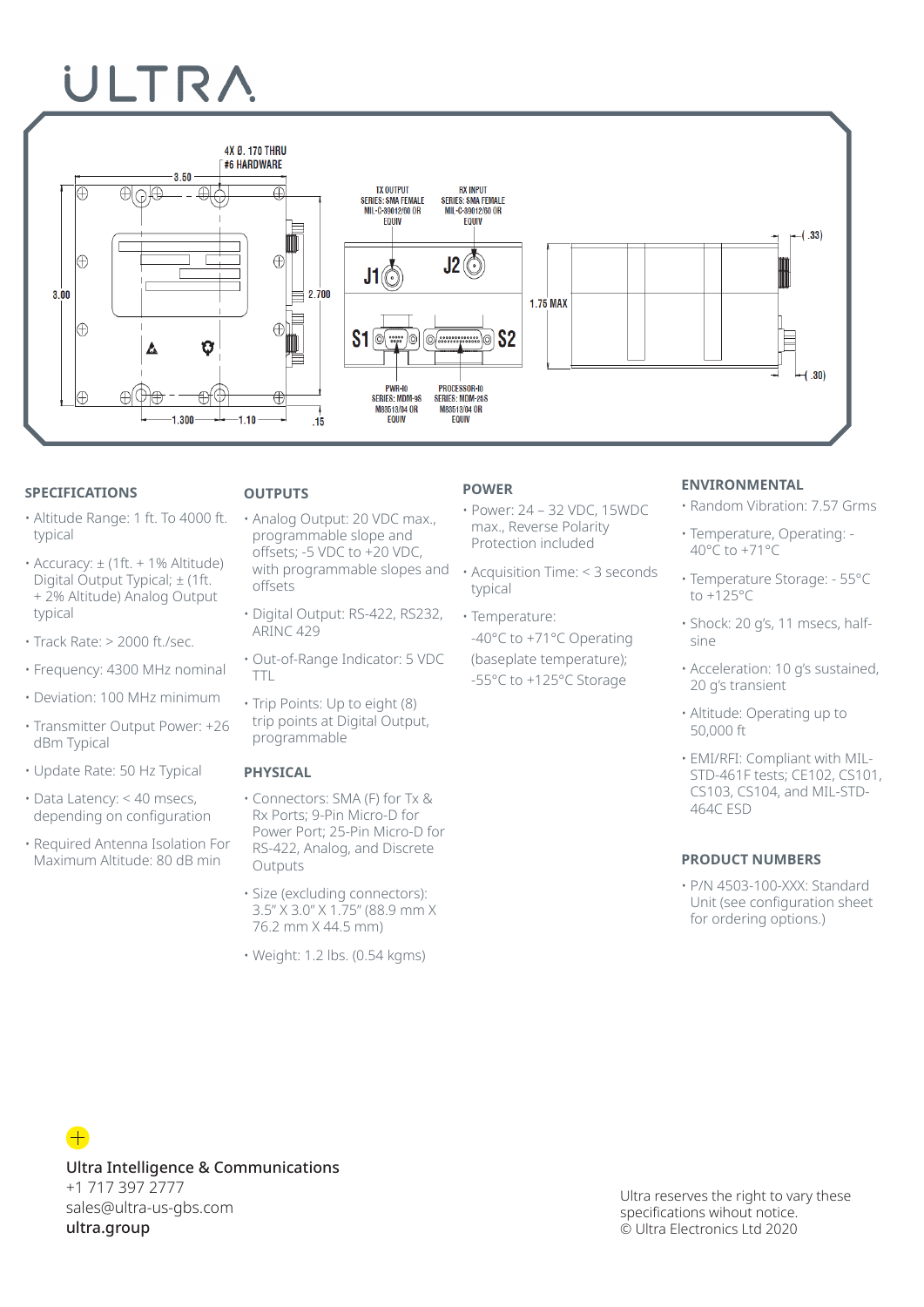# ULTRA

4X Ø. 170 THRU
#6 HARDWARE

3.50

3.00

2.700

1.300

1.10

.15

TX OUTPUT
SERIES: SMA FEMALE
MIL-C-39012/60 OR
EQUIV

RX INPUT
SERIES: SMA FEMALE
MIL-C-39012/60 OR
EQUIV

J1

J2

S1

S2

PWR-IO
SERIES: MDM-9S
M83513/04 OR
EQUIV

PROCESSOR-IO
SERIES: MDM-25S
M83513/04 OR
EQUIV

1.75 MAX

(.33)

(.30)

## SPECIFICATIONS

- Altitude Range: 1 ft. To 4000 ft. typical
- Accuracy: ± (1ft. + 1% Altitude) Digital Output Typical; ± (1ft. + 2% Altitude) Analog Output typical
- Track Rate: > 2000 ft./sec.
- Frequency: 4300 MHz nominal
- Deviation: 100 MHz minimum
- Transmitter Output Power: +26 dBm Typical
- Update Rate: 50 Hz Typical
- Data Latency: < 40 msecs, depending on configuration
- Required Antenna Isolation For Maximum Altitude: 80 dB min

## OUTPUTS

- Analog Output: 20 VDC max., programmable slope and offsets; -5 VDC to +20 VDC, with programmable slopes and offsets
- Digital Output: RS-422, RS232, ARINC 429
- Out-of-Range Indicator: 5 VDC TTL
- Trip Points: Up to eight (8) trip points at Digital Output, programmable

## PHYSICAL

- Connectors: SMA (F) for Tx & Rx Ports; 9-Pin Micro-D for Power Port; 25-Pin Micro-D for RS-422, Analog, and Discrete Outputs
- Size (excluding connectors): 3.5" X 3.0" X 1.75" (88.9 mm X 76.2 mm X 44.5 mm)
- Weight: 1.2 lbs. (0.54 kgms)

## POWER

- Power: 24 – 32 VDC, 15WDC max., Reverse Polarity Protection included
- Acquisition Time: < 3 seconds typical
- Temperature:
  -40°C to +71°C Operating (baseplate temperature);
  -55°C to +125°C Storage

## ENVIRONMENTAL

- Random Vibration: 7.57 Grms
- Temperature, Operating: -40°C to +71°C
- Temperature Storage: - 55°C to +125°C
- Shock: 20 g's, 11 msecs, half-sine
- Acceleration: 10 g's sustained, 20 g's transient
- Altitude: Operating up to 50,000 ft
- EMI/RFI: Compliant with MIL-STD-461F tests; CE102, CS101, CS103, CS104, and MIL-STD-464C ESD

## PRODUCT NUMBERS

- P/N 4503-100-XXX: Standard Unit (see configuration sheet for ordering options.)

**Ultra Intelligence & Communications**
+1 717 397 2777
sales@ultra-us-gbs.com
**ultra.group**

Ultra reserves the right to vary these specifications wihout notice.
© Ultra Electronics Ltd 2020